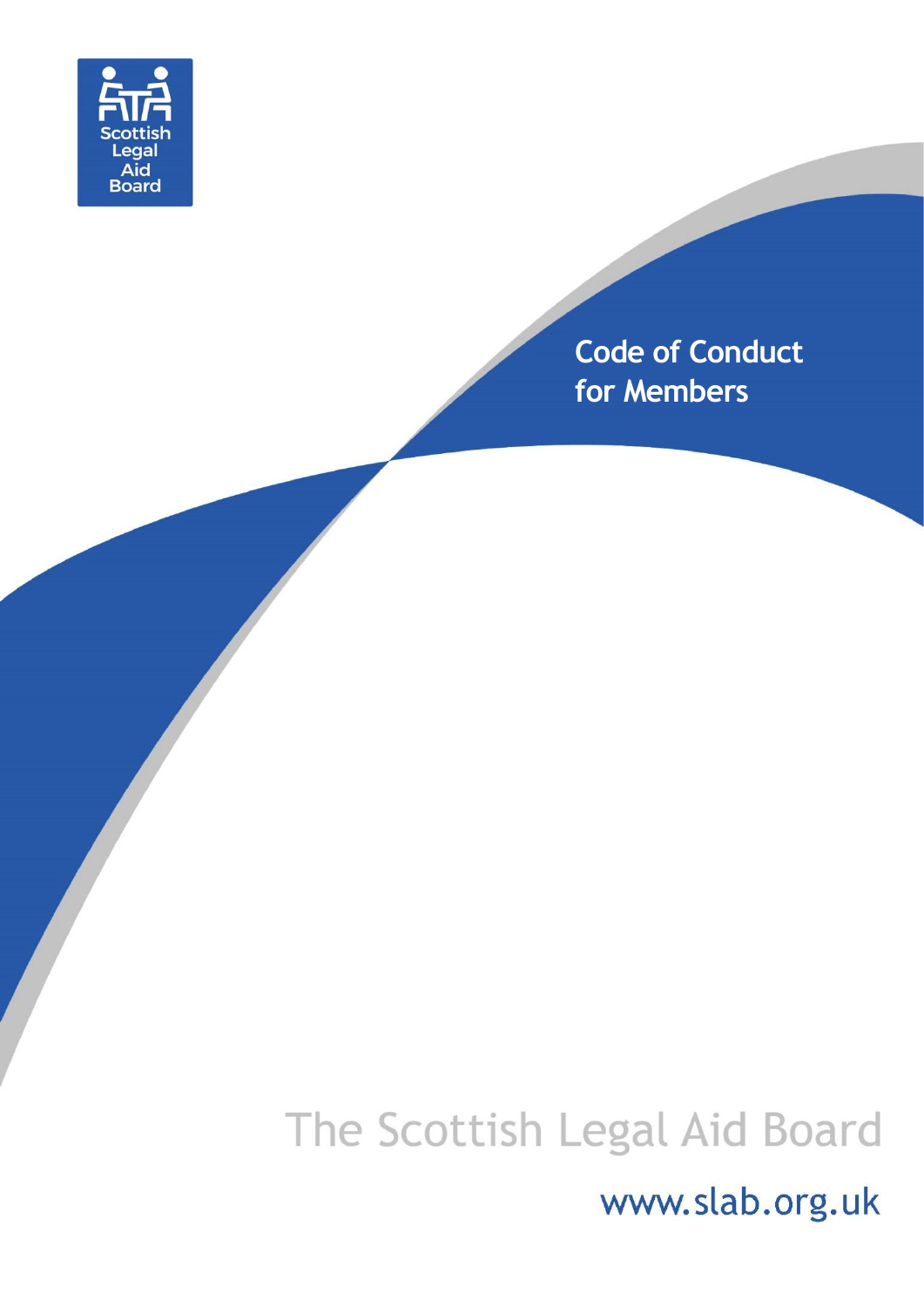Scottish Legal Aid Board

# Code of Conduct for Members

The Scottish Legal Aid Board

www.slab.org.uk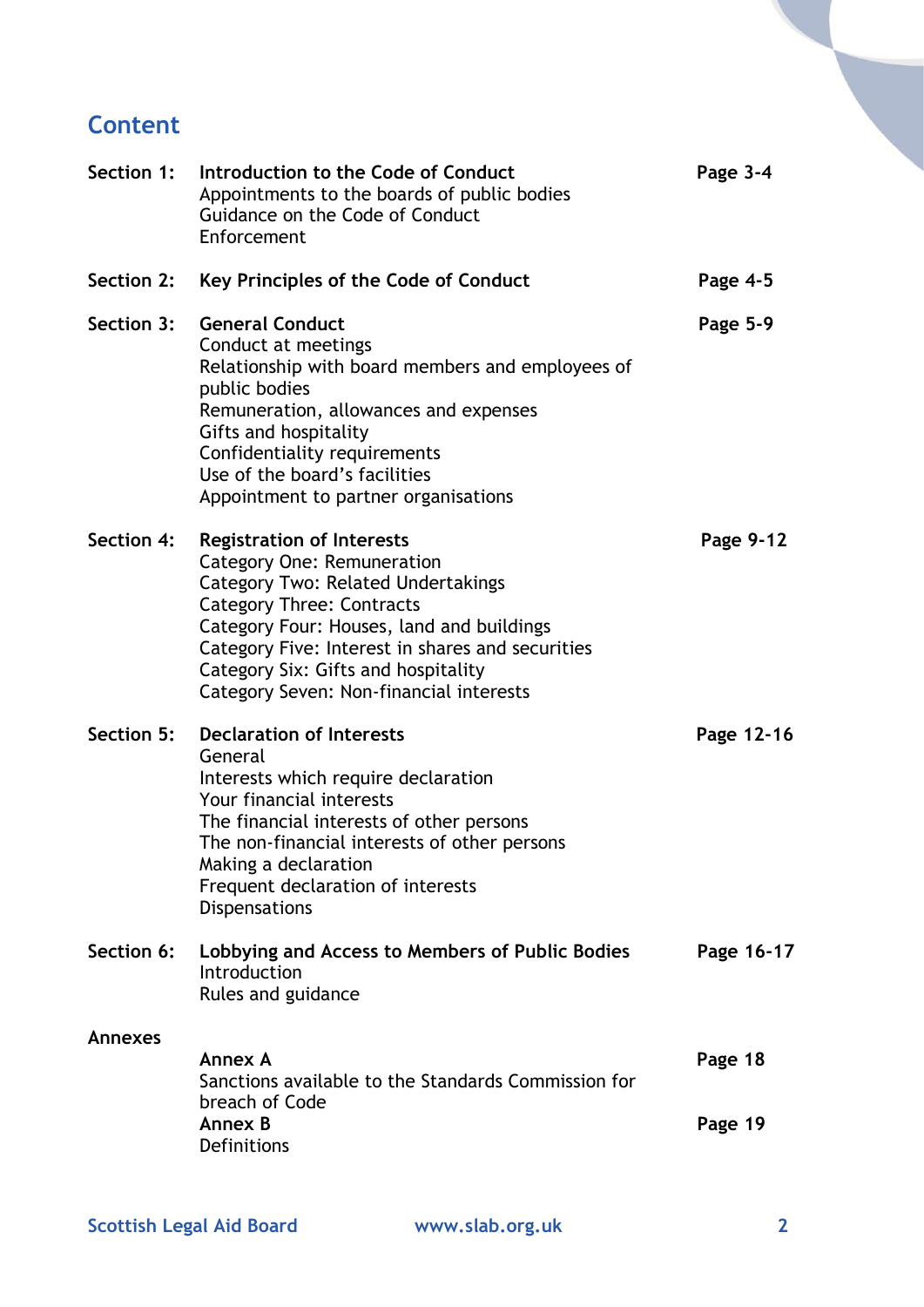# Content

| | | |
|---|---|---|
| **Section 1:** | **Introduction to the Code of Conduct**<br>Appointments to the boards of public bodies<br>Guidance on the Code of Conduct<br>Enforcement | **Page 3-4** |
| **Section 2:** | **Key Principles of the Code of Conduct** | **Page 4-5** |
| **Section 3:** | **General Conduct**<br>Conduct at meetings<br>Relationship with board members and employees of public bodies<br>Remuneration, allowances and expenses<br>Gifts and hospitality<br>Confidentiality requirements<br>Use of the board's facilities<br>Appointment to partner organisations | **Page 5-9** |
| **Section 4:** | **Registration of Interests**<br>Category One: Remuneration<br>Category Two: Related Undertakings<br>Category Three: Contracts<br>Category Four: Houses, land and buildings<br>Category Five: Interest in shares and securities<br>Category Six: Gifts and hospitality<br>Category Seven: Non-financial interests | **Page 9-12** |
| **Section 5:** | **Declaration of Interests**<br>General<br>Interests which require declaration<br>Your financial interests<br>The financial interests of other persons<br>The non-financial interests of other persons<br>Making a declaration<br>Frequent declaration of interests<br>Dispensations | **Page 12-16** |
| **Section 6:** | **Lobbying and Access to Members of Public Bodies**<br>Introduction<br>Rules and guidance | **Page 16-17** |
| **Annexes** | | |
| | **Annex A**<br>Sanctions available to the Standards Commission for breach of Code | **Page 18** |
| | **Annex B**<br>Definitions | **Page 19** |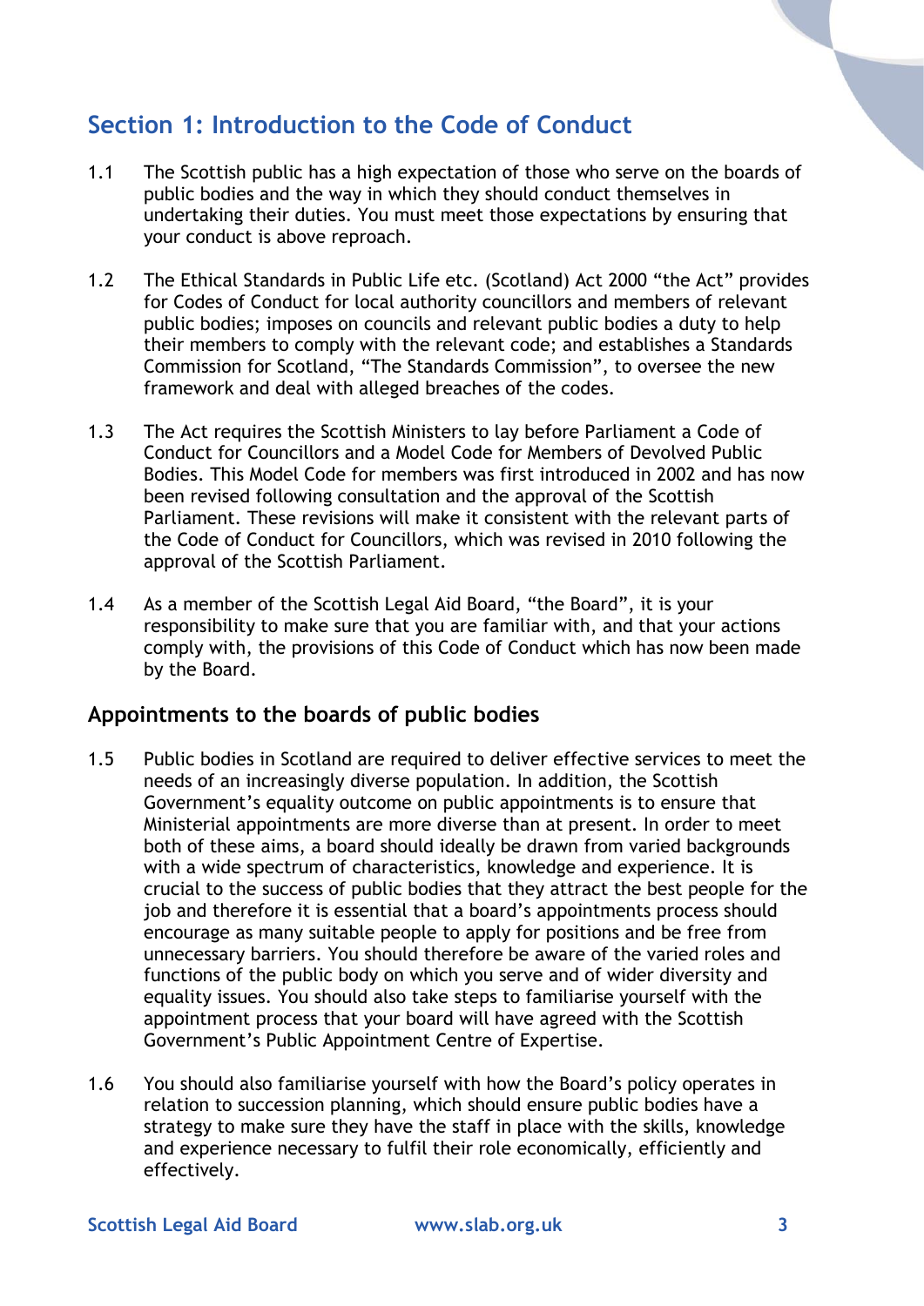## Section 1: Introduction to the Code of Conduct

1.1 The Scottish public has a high expectation of those who serve on the boards of public bodies and the way in which they should conduct themselves in undertaking their duties. You must meet those expectations by ensuring that your conduct is above reproach.

1.2 The Ethical Standards in Public Life etc. (Scotland) Act 2000 "the Act" provides for Codes of Conduct for local authority councillors and members of relevant public bodies; imposes on councils and relevant public bodies a duty to help their members to comply with the relevant code; and establishes a Standards Commission for Scotland, "The Standards Commission", to oversee the new framework and deal with alleged breaches of the codes.

1.3 The Act requires the Scottish Ministers to lay before Parliament a Code of Conduct for Councillors and a Model Code for Members of Devolved Public Bodies. This Model Code for members was first introduced in 2002 and has now been revised following consultation and the approval of the Scottish Parliament. These revisions will make it consistent with the relevant parts of the Code of Conduct for Councillors, which was revised in 2010 following the approval of the Scottish Parliament.

1.4 As a member of the Scottish Legal Aid Board, "the Board", it is your responsibility to make sure that you are familiar with, and that your actions comply with, the provisions of this Code of Conduct which has now been made by the Board.

### Appointments to the boards of public bodies

1.5 Public bodies in Scotland are required to deliver effective services to meet the needs of an increasingly diverse population. In addition, the Scottish Government's equality outcome on public appointments is to ensure that Ministerial appointments are more diverse than at present. In order to meet both of these aims, a board should ideally be drawn from varied backgrounds with a wide spectrum of characteristics, knowledge and experience. It is crucial to the success of public bodies that they attract the best people for the job and therefore it is essential that a board's appointments process should encourage as many suitable people to apply for positions and be free from unnecessary barriers. You should therefore be aware of the varied roles and functions of the public body on which you serve and of wider diversity and equality issues. You should also take steps to familiarise yourself with the appointment process that your board will have agreed with the Scottish Government's Public Appointment Centre of Expertise.

1.6 You should also familiarise yourself with how the Board's policy operates in relation to succession planning, which should ensure public bodies have a strategy to make sure they have the staff in place with the skills, knowledge and experience necessary to fulfil their role economically, efficiently and effectively.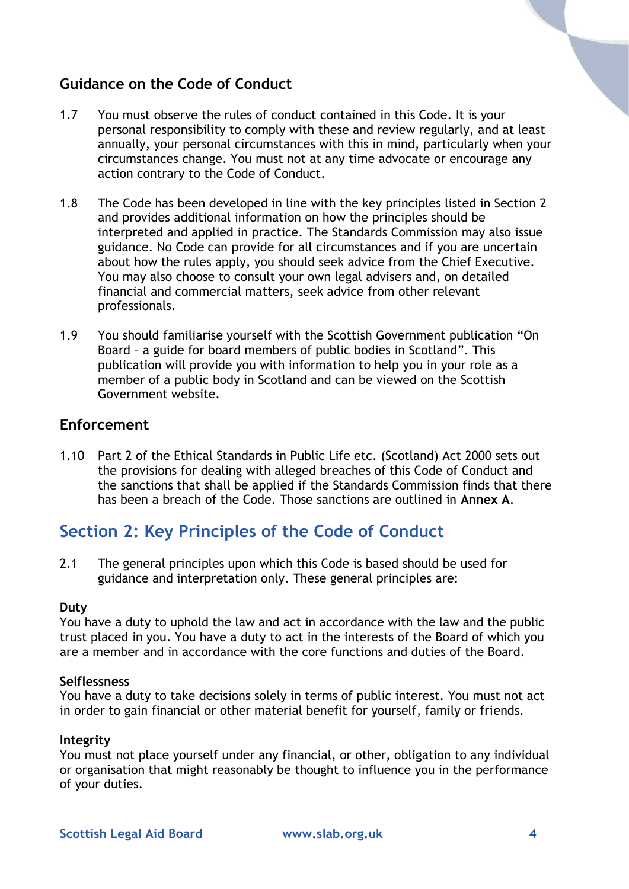### Guidance on the Code of Conduct

1.7 You must observe the rules of conduct contained in this Code. It is your personal responsibility to comply with these and review regularly, and at least annually, your personal circumstances with this in mind, particularly when your circumstances change. You must not at any time advocate or encourage any action contrary to the Code of Conduct.

1.8 The Code has been developed in line with the key principles listed in Section 2 and provides additional information on how the principles should be interpreted and applied in practice. The Standards Commission may also issue guidance. No Code can provide for all circumstances and if you are uncertain about how the rules apply, you should seek advice from the Chief Executive. You may also choose to consult your own legal advisers and, on detailed financial and commercial matters, seek advice from other relevant professionals.

1.9 You should familiarise yourself with the Scottish Government publication "On Board – a guide for board members of public bodies in Scotland". This publication will provide you with information to help you in your role as a member of a public body in Scotland and can be viewed on the Scottish Government website.

### Enforcement

1.10 Part 2 of the Ethical Standards in Public Life etc. (Scotland) Act 2000 sets out the provisions for dealing with alleged breaches of this Code of Conduct and the sanctions that shall be applied if the Standards Commission finds that there has been a breach of the Code. Those sanctions are outlined in **Annex A**.

## Section 2: Key Principles of the Code of Conduct

2.1 The general principles upon which this Code is based should be used for guidance and interpretation only. These general principles are:

**Duty**
You have a duty to uphold the law and act in accordance with the law and the public trust placed in you. You have a duty to act in the interests of the Board of which you are a member and in accordance with the core functions and duties of the Board.

**Selflessness**
You have a duty to take decisions solely in terms of public interest. You must not act in order to gain financial or other material benefit for yourself, family or friends.

**Integrity**
You must not place yourself under any financial, or other, obligation to any individual or organisation that might reasonably be thought to influence you in the performance of your duties.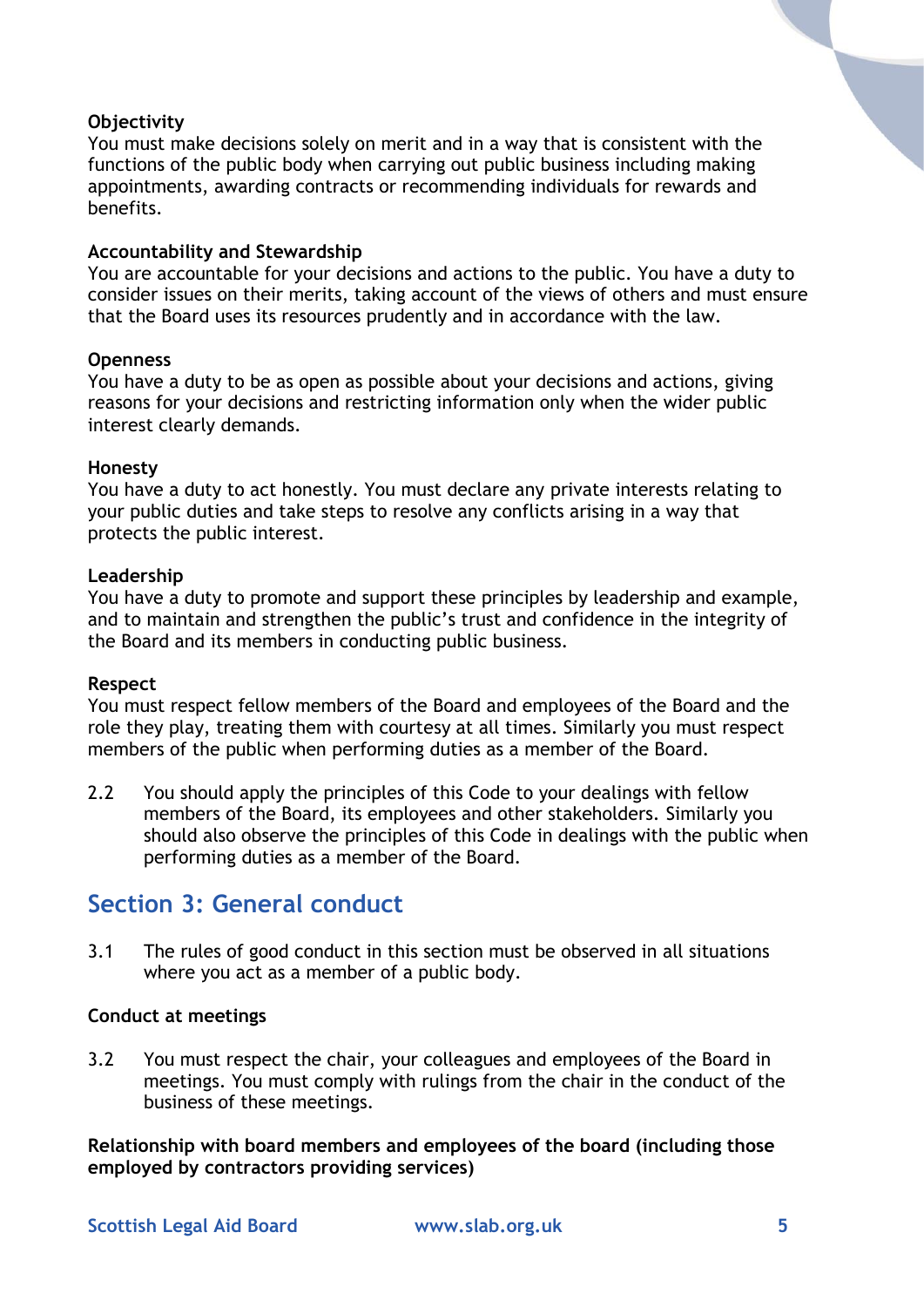**Objectivity**
You must make decisions solely on merit and in a way that is consistent with the functions of the public body when carrying out public business including making appointments, awarding contracts or recommending individuals for rewards and benefits.

**Accountability and Stewardship**
You are accountable for your decisions and actions to the public. You have a duty to consider issues on their merits, taking account of the views of others and must ensure that the Board uses its resources prudently and in accordance with the law.

**Openness**
You have a duty to be as open as possible about your decisions and actions, giving reasons for your decisions and restricting information only when the wider public interest clearly demands.

**Honesty**
You have a duty to act honestly. You must declare any private interests relating to your public duties and take steps to resolve any conflicts arising in a way that protects the public interest.

**Leadership**
You have a duty to promote and support these principles by leadership and example, and to maintain and strengthen the public's trust and confidence in the integrity of the Board and its members in conducting public business.

**Respect**
You must respect fellow members of the Board and employees of the Board and the role they play, treating them with courtesy at all times. Similarly you must respect members of the public when performing duties as a member of the Board.

2.2 You should apply the principles of this Code to your dealings with fellow members of the Board, its employees and other stakeholders. Similarly you should also observe the principles of this Code in dealings with the public when performing duties as a member of the Board.

## Section 3: General conduct

3.1 The rules of good conduct in this section must be observed in all situations where you act as a member of a public body.

**Conduct at meetings**

3.2 You must respect the chair, your colleagues and employees of the Board in meetings. You must comply with rulings from the chair in the conduct of the business of these meetings.

**Relationship with board members and employees of the board (including those employed by contractors providing services)**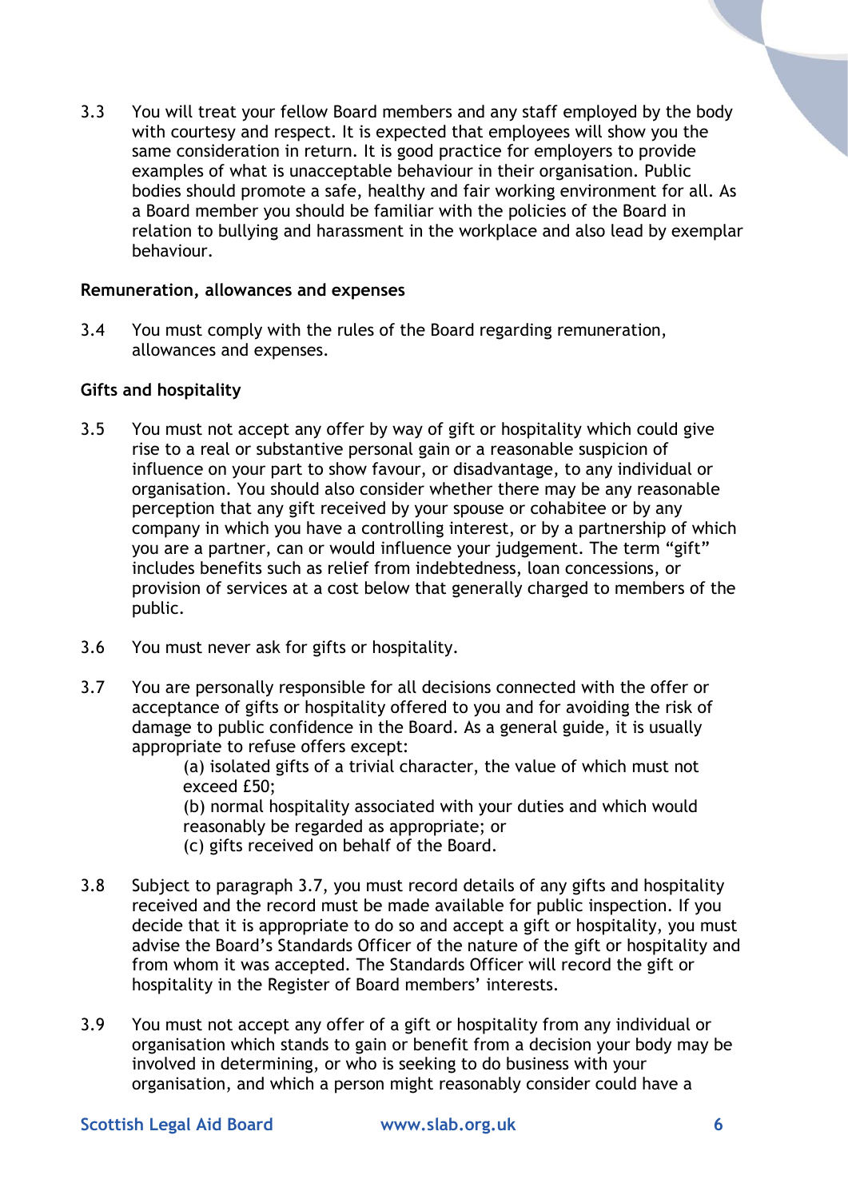3.3 You will treat your fellow Board members and any staff employed by the body with courtesy and respect. It is expected that employees will show you the same consideration in return. It is good practice for employers to provide examples of what is unacceptable behaviour in their organisation. Public bodies should promote a safe, healthy and fair working environment for all. As a Board member you should be familiar with the policies of the Board in relation to bullying and harassment in the workplace and also lead by exemplar behaviour.

**Remuneration, allowances and expenses**

3.4 You must comply with the rules of the Board regarding remuneration, allowances and expenses.

**Gifts and hospitality**

3.5 You must not accept any offer by way of gift or hospitality which could give rise to a real or substantive personal gain or a reasonable suspicion of influence on your part to show favour, or disadvantage, to any individual or organisation. You should also consider whether there may be any reasonable perception that any gift received by your spouse or cohabitee or by any company in which you have a controlling interest, or by a partnership of which you are a partner, can or would influence your judgement. The term "gift" includes benefits such as relief from indebtedness, loan concessions, or provision of services at a cost below that generally charged to members of the public.

3.6 You must never ask for gifts or hospitality.

3.7 You are personally responsible for all decisions connected with the offer or acceptance of gifts or hospitality offered to you and for avoiding the risk of damage to public confidence in the Board. As a general guide, it is usually appropriate to refuse offers except:

(a) isolated gifts of a trivial character, the value of which must not exceed £50;

(b) normal hospitality associated with your duties and which would reasonably be regarded as appropriate; or

(c) gifts received on behalf of the Board.

3.8 Subject to paragraph 3.7, you must record details of any gifts and hospitality received and the record must be made available for public inspection. If you decide that it is appropriate to do so and accept a gift or hospitality, you must advise the Board's Standards Officer of the nature of the gift or hospitality and from whom it was accepted. The Standards Officer will record the gift or hospitality in the Register of Board members' interests.

3.9 You must not accept any offer of a gift or hospitality from any individual or organisation which stands to gain or benefit from a decision your body may be involved in determining, or who is seeking to do business with your organisation, and which a person might reasonably consider could have a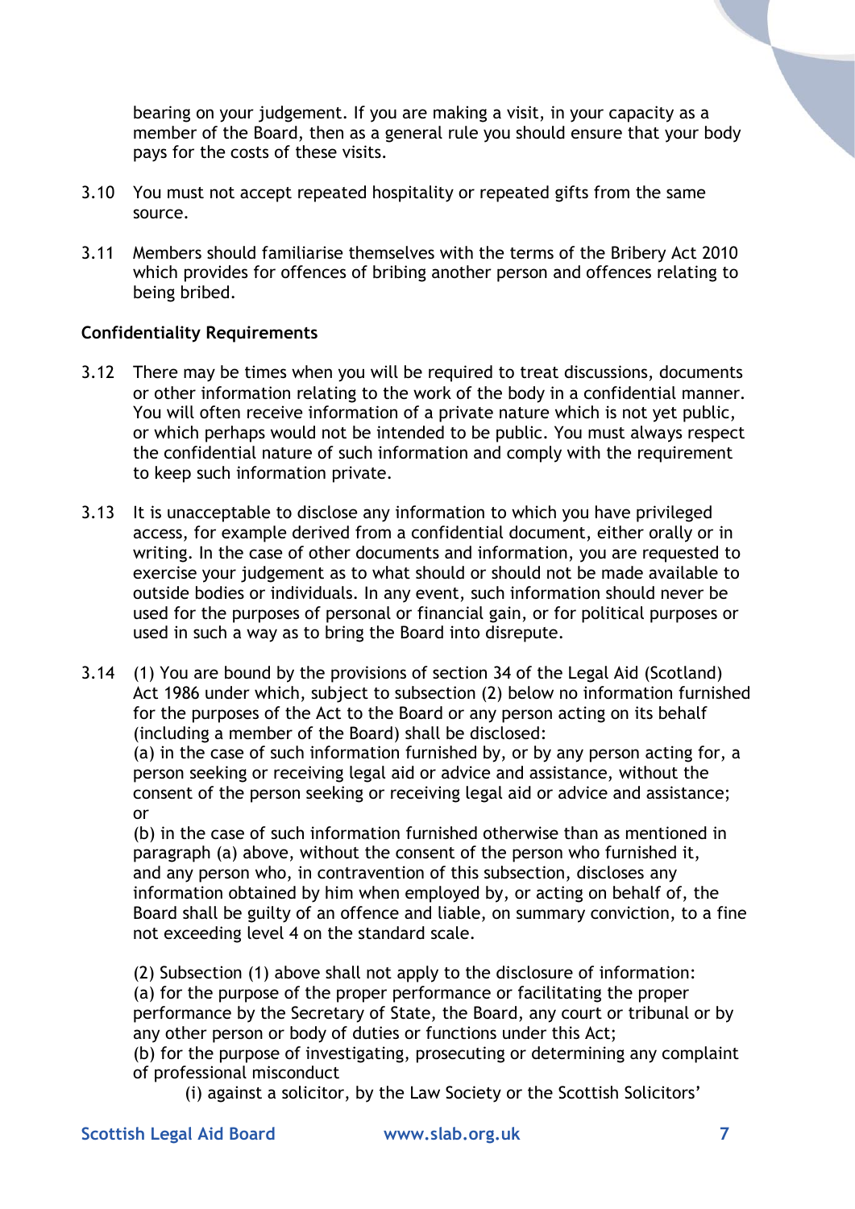bearing on your judgement. If you are making a visit, in your capacity as a member of the Board, then as a general rule you should ensure that your body pays for the costs of these visits.

3.10 You must not accept repeated hospitality or repeated gifts from the same source.

3.11 Members should familiarise themselves with the terms of the Bribery Act 2010 which provides for offences of bribing another person and offences relating to being bribed.

**Confidentiality Requirements**

3.12 There may be times when you will be required to treat discussions, documents or other information relating to the work of the body in a confidential manner. You will often receive information of a private nature which is not yet public, or which perhaps would not be intended to be public. You must always respect the confidential nature of such information and comply with the requirement to keep such information private.

3.13 It is unacceptable to disclose any information to which you have privileged access, for example derived from a confidential document, either orally or in writing. In the case of other documents and information, you are requested to exercise your judgement as to what should or should not be made available to outside bodies or individuals. In any event, such information should never be used for the purposes of personal or financial gain, or for political purposes or used in such a way as to bring the Board into disrepute.

3.14 (1) You are bound by the provisions of section 34 of the Legal Aid (Scotland) Act 1986 under which, subject to subsection (2) below no information furnished for the purposes of the Act to the Board or any person acting on its behalf (including a member of the Board) shall be disclosed:
(a) in the case of such information furnished by, or by any person acting for, a person seeking or receiving legal aid or advice and assistance, without the consent of the person seeking or receiving legal aid or advice and assistance; or
(b) in the case of such information furnished otherwise than as mentioned in paragraph (a) above, without the consent of the person who furnished it, and any person who, in contravention of this subsection, discloses any information obtained by him when employed by, or acting on behalf of, the Board shall be guilty of an offence and liable, on summary conviction, to a fine not exceeding level 4 on the standard scale.

(2) Subsection (1) above shall not apply to the disclosure of information:
(a) for the purpose of the proper performance or facilitating the proper performance by the Secretary of State, the Board, any court or tribunal or by any other person or body of duties or functions under this Act;
(b) for the purpose of investigating, prosecuting or determining any complaint of professional misconduct
(i) against a solicitor, by the Law Society or the Scottish Solicitors'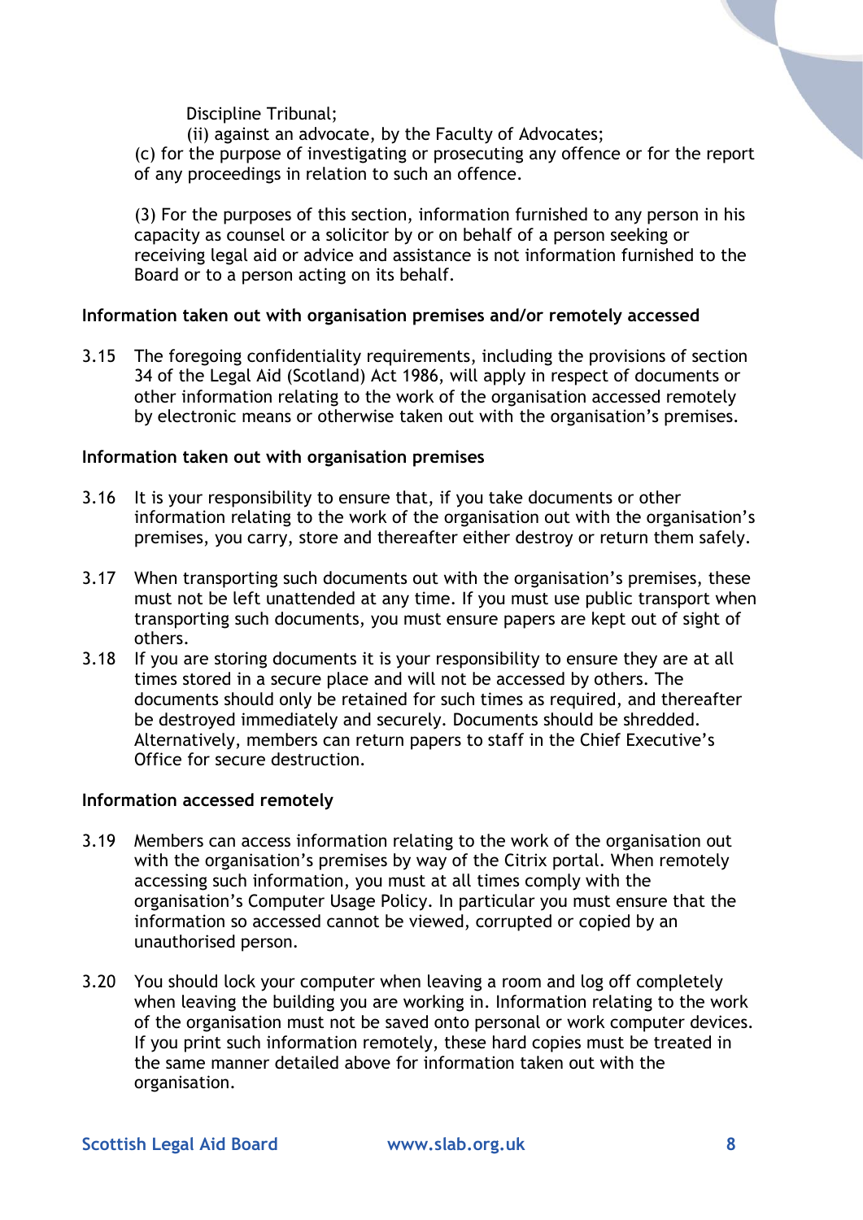Discipline Tribunal;

(ii) against an advocate, by the Faculty of Advocates;

(c) for the purpose of investigating or prosecuting any offence or for the report of any proceedings in relation to such an offence.

(3) For the purposes of this section, information furnished to any person in his capacity as counsel or a solicitor by or on behalf of a person seeking or receiving legal aid or advice and assistance is not information furnished to the Board or to a person acting on its behalf.

**Information taken out with organisation premises and/or remotely accessed**

3.15 The foregoing confidentiality requirements, including the provisions of section 34 of the Legal Aid (Scotland) Act 1986, will apply in respect of documents or other information relating to the work of the organisation accessed remotely by electronic means or otherwise taken out with the organisation's premises.

**Information taken out with organisation premises**

3.16 It is your responsibility to ensure that, if you take documents or other information relating to the work of the organisation out with the organisation's premises, you carry, store and thereafter either destroy or return them safely.

3.17 When transporting such documents out with the organisation's premises, these must not be left unattended at any time. If you must use public transport when transporting such documents, you must ensure papers are kept out of sight of others.

3.18 If you are storing documents it is your responsibility to ensure they are at all times stored in a secure place and will not be accessed by others. The documents should only be retained for such times as required, and thereafter be destroyed immediately and securely. Documents should be shredded. Alternatively, members can return papers to staff in the Chief Executive's Office for secure destruction.

**Information accessed remotely**

3.19 Members can access information relating to the work of the organisation out with the organisation's premises by way of the Citrix portal. When remotely accessing such information, you must at all times comply with the organisation's Computer Usage Policy. In particular you must ensure that the information so accessed cannot be viewed, corrupted or copied by an unauthorised person.

3.20 You should lock your computer when leaving a room and log off completely when leaving the building you are working in. Information relating to the work of the organisation must not be saved onto personal or work computer devices. If you print such information remotely, these hard copies must be treated in the same manner detailed above for information taken out with the organisation.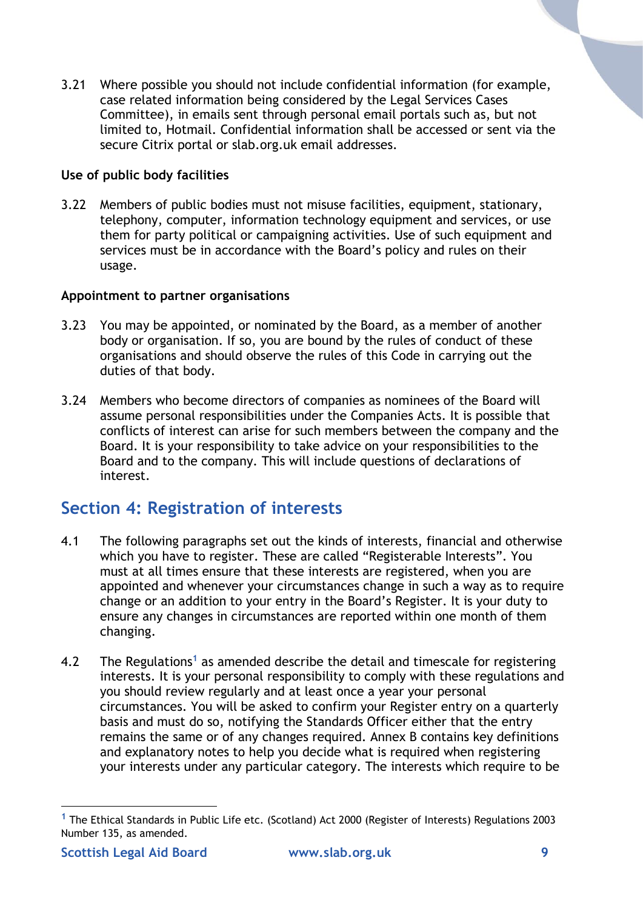3.21 Where possible you should not include confidential information (for example, case related information being considered by the Legal Services Cases Committee), in emails sent through personal email portals such as, but not limited to, Hotmail. Confidential information shall be accessed or sent via the secure Citrix portal or slab.org.uk email addresses.

**Use of public body facilities**

3.22 Members of public bodies must not misuse facilities, equipment, stationary, telephony, computer, information technology equipment and services, or use them for party political or campaigning activities. Use of such equipment and services must be in accordance with the Board's policy and rules on their usage.

**Appointment to partner organisations**

3.23 You may be appointed, or nominated by the Board, as a member of another body or organisation. If so, you are bound by the rules of conduct of these organisations and should observe the rules of this Code in carrying out the duties of that body.

3.24 Members who become directors of companies as nominees of the Board will assume personal responsibilities under the Companies Acts. It is possible that conflicts of interest can arise for such members between the company and the Board. It is your responsibility to take advice on your responsibilities to the Board and to the company. This will include questions of declarations of interest.

## Section 4: Registration of interests

4.1 The following paragraphs set out the kinds of interests, financial and otherwise which you have to register. These are called "Registerable Interests". You must at all times ensure that these interests are registered, when you are appointed and whenever your circumstances change in such a way as to require change or an addition to your entry in the Board's Register. It is your duty to ensure any changes in circumstances are reported within one month of them changing.

4.2 The Regulations[1] as amended describe the detail and timescale for registering interests. It is your personal responsibility to comply with these regulations and you should review regularly and at least once a year your personal circumstances. You will be asked to confirm your Register entry on a quarterly basis and must do so, notifying the Standards Officer either that the entry remains the same or of any changes required. Annex B contains key definitions and explanatory notes to help you decide what is required when registering your interests under any particular category. The interests which require to be

[1] The Ethical Standards in Public Life etc. (Scotland) Act 2000 (Register of Interests) Regulations 2003 Number 135, as amended.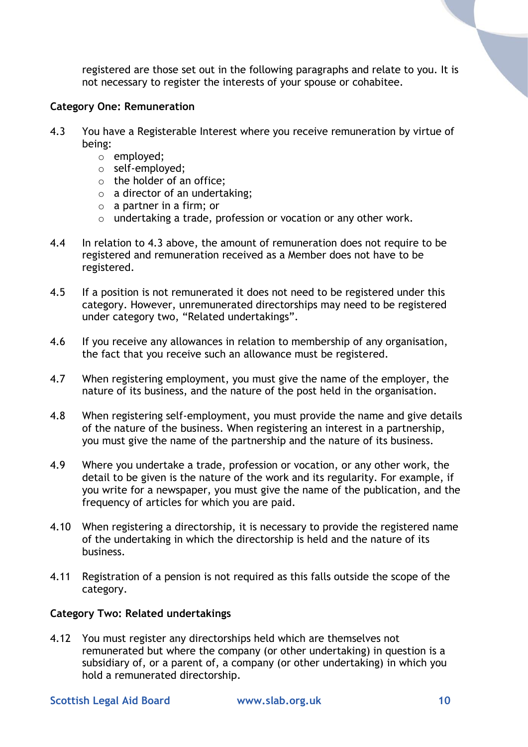registered are those set out in the following paragraphs and relate to you. It is not necessary to register the interests of your spouse or cohabitee.

**Category One: Remuneration**

4.3 You have a Registerable Interest where you receive remuneration by virtue of being:

- employed;
- self-employed;
- the holder of an office;
- a director of an undertaking;
- a partner in a firm; or
- undertaking a trade, profession or vocation or any other work.

4.4 In relation to 4.3 above, the amount of remuneration does not require to be registered and remuneration received as a Member does not have to be registered.

4.5 If a position is not remunerated it does not need to be registered under this category. However, unremunerated directorships may need to be registered under category two, “Related undertakings”.

4.6 If you receive any allowances in relation to membership of any organisation, the fact that you receive such an allowance must be registered.

4.7 When registering employment, you must give the name of the employer, the nature of its business, and the nature of the post held in the organisation.

4.8 When registering self-employment, you must provide the name and give details of the nature of the business. When registering an interest in a partnership, you must give the name of the partnership and the nature of its business.

4.9 Where you undertake a trade, profession or vocation, or any other work, the detail to be given is the nature of the work and its regularity. For example, if you write for a newspaper, you must give the name of the publication, and the frequency of articles for which you are paid.

4.10 When registering a directorship, it is necessary to provide the registered name of the undertaking in which the directorship is held and the nature of its business.

4.11 Registration of a pension is not required as this falls outside the scope of the category.

**Category Two: Related undertakings**

4.12 You must register any directorships held which are themselves not remunerated but where the company (or other undertaking) in question is a subsidiary of, or a parent of, a company (or other undertaking) in which you hold a remunerated directorship.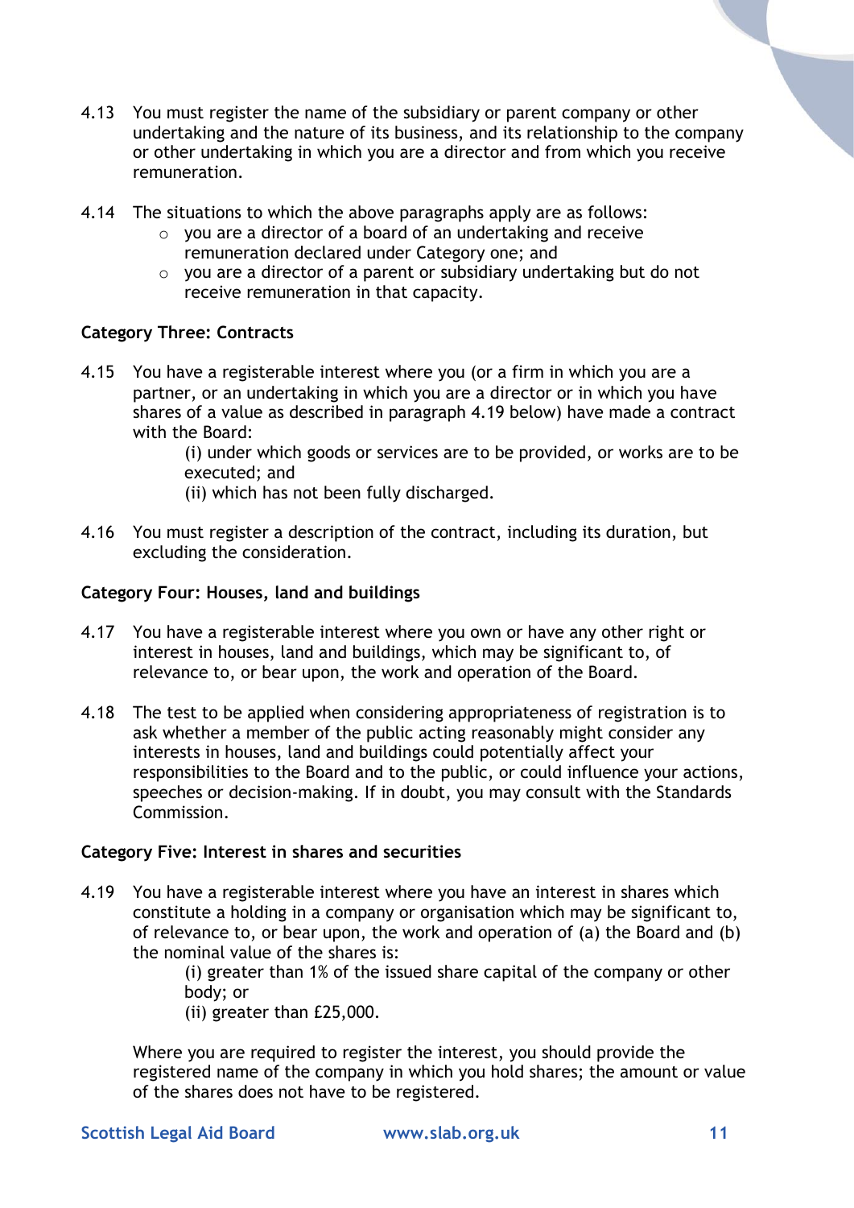4.13 You must register the name of the subsidiary or parent company or other undertaking and the nature of its business, and its relationship to the company or other undertaking in which you are a director and from which you receive remuneration.

4.14 The situations to which the above paragraphs apply are as follows:

- you are a director of a board of an undertaking and receive remuneration declared under Category one; and
- you are a director of a parent or subsidiary undertaking but do not receive remuneration in that capacity.

**Category Three: Contracts**

4.15 You have a registerable interest where you (or a firm in which you are a partner, or an undertaking in which you are a director or in which you have shares of a value as described in paragraph 4.19 below) have made a contract with the Board:

(i) under which goods or services are to be provided, or works are to be executed; and

(ii) which has not been fully discharged.

4.16 You must register a description of the contract, including its duration, but excluding the consideration.

**Category Four: Houses, land and buildings**

4.17 You have a registerable interest where you own or have any other right or interest in houses, land and buildings, which may be significant to, of relevance to, or bear upon, the work and operation of the Board.

4.18 The test to be applied when considering appropriateness of registration is to ask whether a member of the public acting reasonably might consider any interests in houses, land and buildings could potentially affect your responsibilities to the Board and to the public, or could influence your actions, speeches or decision-making. If in doubt, you may consult with the Standards Commission.

**Category Five: Interest in shares and securities**

4.19 You have a registerable interest where you have an interest in shares which constitute a holding in a company or organisation which may be significant to, of relevance to, or bear upon, the work and operation of (a) the Board and (b) the nominal value of the shares is:

(i) greater than 1% of the issued share capital of the company or other body; or

(ii) greater than £25,000.

Where you are required to register the interest, you should provide the registered name of the company in which you hold shares; the amount or value of the shares does not have to be registered.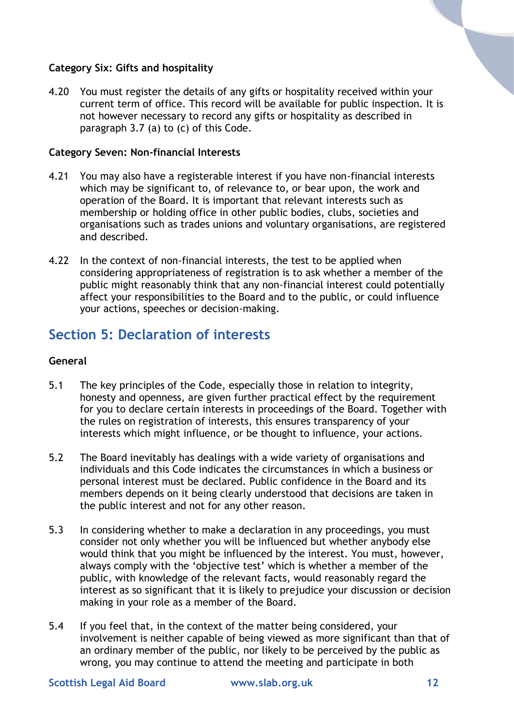**Category Six: Gifts and hospitality**

4.20 You must register the details of any gifts or hospitality received within your current term of office. This record will be available for public inspection. It is not however necessary to record any gifts or hospitality as described in paragraph 3.7 (a) to (c) of this Code.

**Category Seven: Non-financial Interests**

4.21 You may also have a registerable interest if you have non-financial interests which may be significant to, of relevance to, or bear upon, the work and operation of the Board. It is important that relevant interests such as membership or holding office in other public bodies, clubs, societies and organisations such as trades unions and voluntary organisations, are registered and described.

4.22 In the context of non-financial interests, the test to be applied when considering appropriateness of registration is to ask whether a member of the public might reasonably think that any non-financial interest could potentially affect your responsibilities to the Board and to the public, or could influence your actions, speeches or decision-making.

## Section 5: Declaration of interests

**General**

5.1 The key principles of the Code, especially those in relation to integrity, honesty and openness, are given further practical effect by the requirement for you to declare certain interests in proceedings of the Board. Together with the rules on registration of interests, this ensures transparency of your interests which might influence, or be thought to influence, your actions.

5.2 The Board inevitably has dealings with a wide variety of organisations and individuals and this Code indicates the circumstances in which a business or personal interest must be declared. Public confidence in the Board and its members depends on it being clearly understood that decisions are taken in the public interest and not for any other reason.

5.3 In considering whether to make a declaration in any proceedings, you must consider not only whether you will be influenced but whether anybody else would think that you might be influenced by the interest. You must, however, always comply with the 'objective test' which is whether a member of the public, with knowledge of the relevant facts, would reasonably regard the interest as so significant that it is likely to prejudice your discussion or decision making in your role as a member of the Board.

5.4 If you feel that, in the context of the matter being considered, your involvement is neither capable of being viewed as more significant than that of an ordinary member of the public, nor likely to be perceived by the public as wrong, you may continue to attend the meeting and participate in both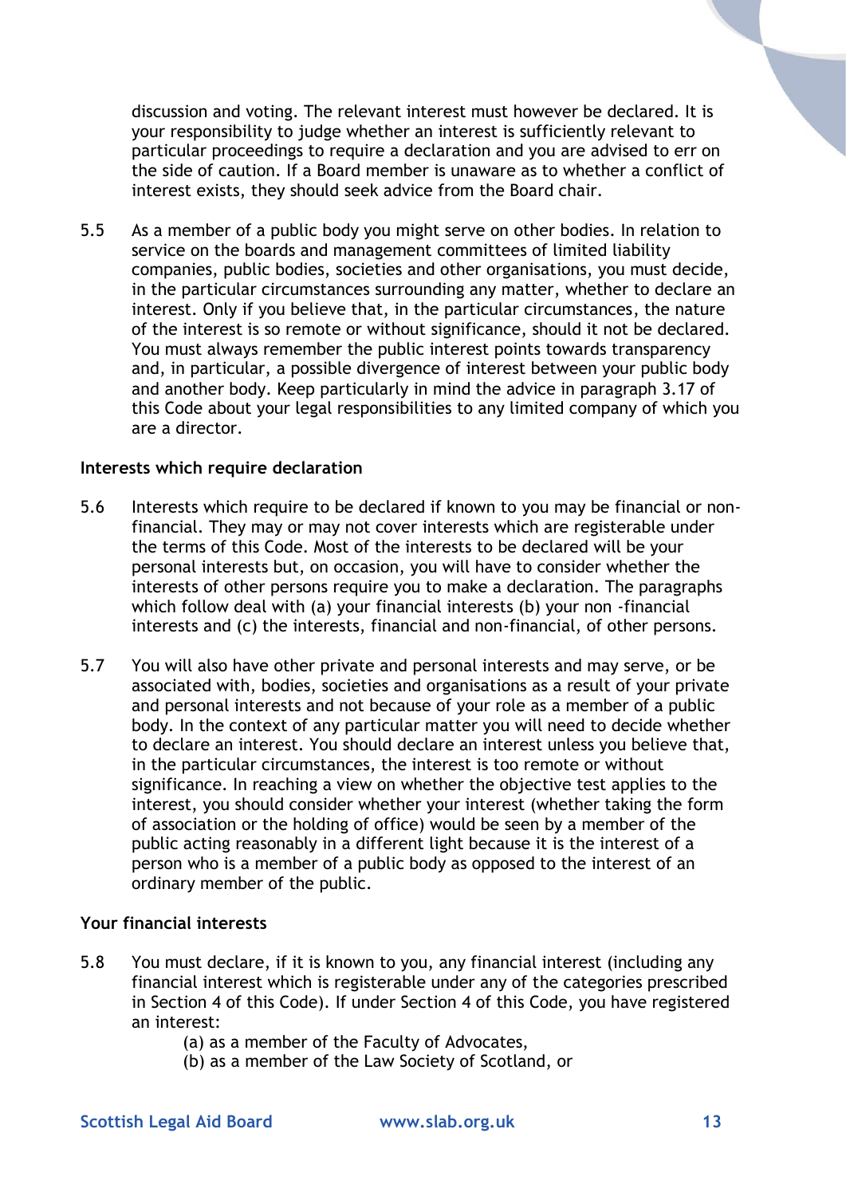discussion and voting. The relevant interest must however be declared. It is your responsibility to judge whether an interest is sufficiently relevant to particular proceedings to require a declaration and you are advised to err on the side of caution. If a Board member is unaware as to whether a conflict of interest exists, they should seek advice from the Board chair.

5.5 As a member of a public body you might serve on other bodies. In relation to service on the boards and management committees of limited liability companies, public bodies, societies and other organisations, you must decide, in the particular circumstances surrounding any matter, whether to declare an interest. Only if you believe that, in the particular circumstances, the nature of the interest is so remote or without significance, should it not be declared. You must always remember the public interest points towards transparency and, in particular, a possible divergence of interest between your public body and another body. Keep particularly in mind the advice in paragraph 3.17 of this Code about your legal responsibilities to any limited company of which you are a director.

**Interests which require declaration**

5.6 Interests which require to be declared if known to you may be financial or non-financial. They may or may not cover interests which are registerable under the terms of this Code. Most of the interests to be declared will be your personal interests but, on occasion, you will have to consider whether the interests of other persons require you to make a declaration. The paragraphs which follow deal with (a) your financial interests (b) your non -financial interests and (c) the interests, financial and non-financial, of other persons.

5.7 You will also have other private and personal interests and may serve, or be associated with, bodies, societies and organisations as a result of your private and personal interests and not because of your role as a member of a public body. In the context of any particular matter you will need to decide whether to declare an interest. You should declare an interest unless you believe that, in the particular circumstances, the interest is too remote or without significance. In reaching a view on whether the objective test applies to the interest, you should consider whether your interest (whether taking the form of association or the holding of office) would be seen by a member of the public acting reasonably in a different light because it is the interest of a person who is a member of a public body as opposed to the interest of an ordinary member of the public.

**Your financial interests**

5.8 You must declare, if it is known to you, any financial interest (including any financial interest which is registerable under any of the categories prescribed in Section 4 of this Code). If under Section 4 of this Code, you have registered an interest:

(a) as a member of the Faculty of Advocates,
(b) as a member of the Law Society of Scotland, or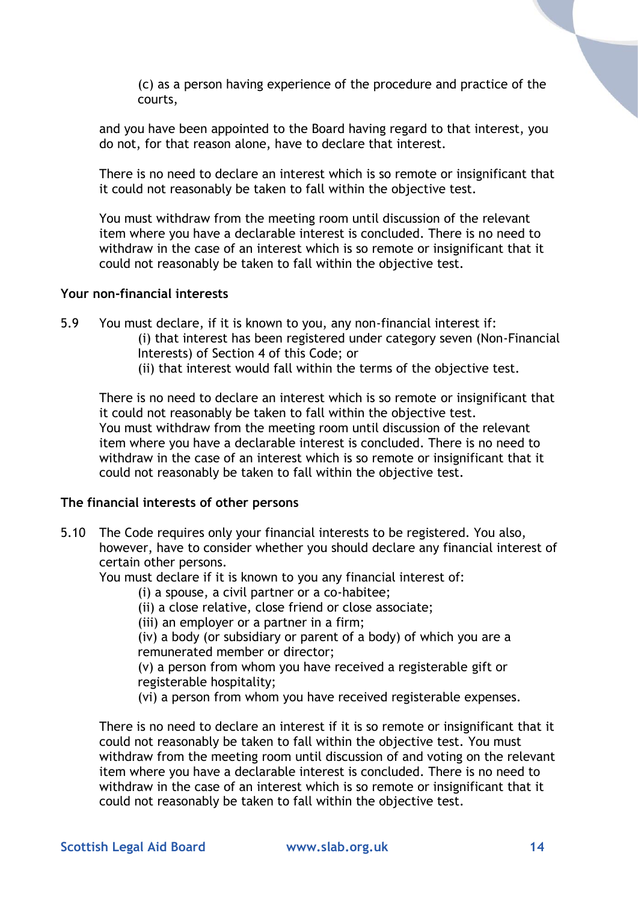(c) as a person having experience of the procedure and practice of the courts,

and you have been appointed to the Board having regard to that interest, you do not, for that reason alone, have to declare that interest.

There is no need to declare an interest which is so remote or insignificant that it could not reasonably be taken to fall within the objective test.

You must withdraw from the meeting room until discussion of the relevant item where you have a declarable interest is concluded. There is no need to withdraw in the case of an interest which is so remote or insignificant that it could not reasonably be taken to fall within the objective test.

**Your non-financial interests**

5.9 You must declare, if it is known to you, any non-financial interest if:

(i) that interest has been registered under category seven (Non-Financial Interests) of Section 4 of this Code; or

(ii) that interest would fall within the terms of the objective test.

There is no need to declare an interest which is so remote or insignificant that it could not reasonably be taken to fall within the objective test.
You must withdraw from the meeting room until discussion of the relevant item where you have a declarable interest is concluded. There is no need to withdraw in the case of an interest which is so remote or insignificant that it could not reasonably be taken to fall within the objective test.

**The financial interests of other persons**

5.10 The Code requires only your financial interests to be registered. You also, however, have to consider whether you should declare any financial interest of certain other persons.
You must declare if it is known to you any financial interest of:

(i) a spouse, a civil partner or a co-habitee;

(ii) a close relative, close friend or close associate;

(iii) an employer or a partner in a firm;

(iv) a body (or subsidiary or parent of a body) of which you are a remunerated member or director;

(v) a person from whom you have received a registerable gift or registerable hospitality;

(vi) a person from whom you have received registerable expenses.

There is no need to declare an interest if it is so remote or insignificant that it could not reasonably be taken to fall within the objective test. You must withdraw from the meeting room until discussion of and voting on the relevant item where you have a declarable interest is concluded. There is no need to withdraw in the case of an interest which is so remote or insignificant that it could not reasonably be taken to fall within the objective test.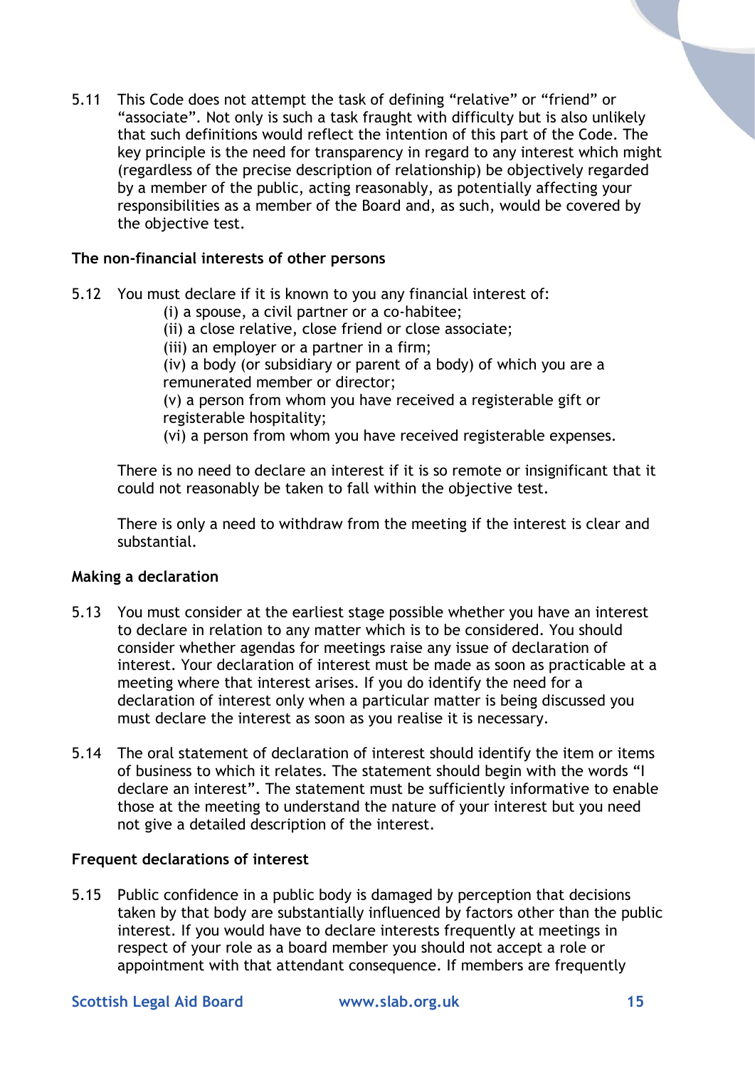5.11 This Code does not attempt the task of defining “relative” or “friend” or “associate”. Not only is such a task fraught with difficulty but is also unlikely that such definitions would reflect the intention of this part of the Code. The key principle is the need for transparency in regard to any interest which might (regardless of the precise description of relationship) be objectively regarded by a member of the public, acting reasonably, as potentially affecting your responsibilities as a member of the Board and, as such, would be covered by the objective test.

**The non-financial interests of other persons**

5.12 You must declare if it is known to you any financial interest of:

(i) a spouse, a civil partner or a co-habitee;
(ii) a close relative, close friend or close associate;
(iii) an employer or a partner in a firm;
(iv) a body (or subsidiary or parent of a body) of which you are a remunerated member or director;
(v) a person from whom you have received a registerable gift or registerable hospitality;
(vi) a person from whom you have received registerable expenses.

There is no need to declare an interest if it is so remote or insignificant that it could not reasonably be taken to fall within the objective test.

There is only a need to withdraw from the meeting if the interest is clear and substantial.

**Making a declaration**

5.13 You must consider at the earliest stage possible whether you have an interest to declare in relation to any matter which is to be considered. You should consider whether agendas for meetings raise any issue of declaration of interest. Your declaration of interest must be made as soon as practicable at a meeting where that interest arises. If you do identify the need for a declaration of interest only when a particular matter is being discussed you must declare the interest as soon as you realise it is necessary.

5.14 The oral statement of declaration of interest should identify the item or items of business to which it relates. The statement should begin with the words “I declare an interest”. The statement must be sufficiently informative to enable those at the meeting to understand the nature of your interest but you need not give a detailed description of the interest.

**Frequent declarations of interest**

5.15 Public confidence in a public body is damaged by perception that decisions taken by that body are substantially influenced by factors other than the public interest. If you would have to declare interests frequently at meetings in respect of your role as a board member you should not accept a role or appointment with that attendant consequence. If members are frequently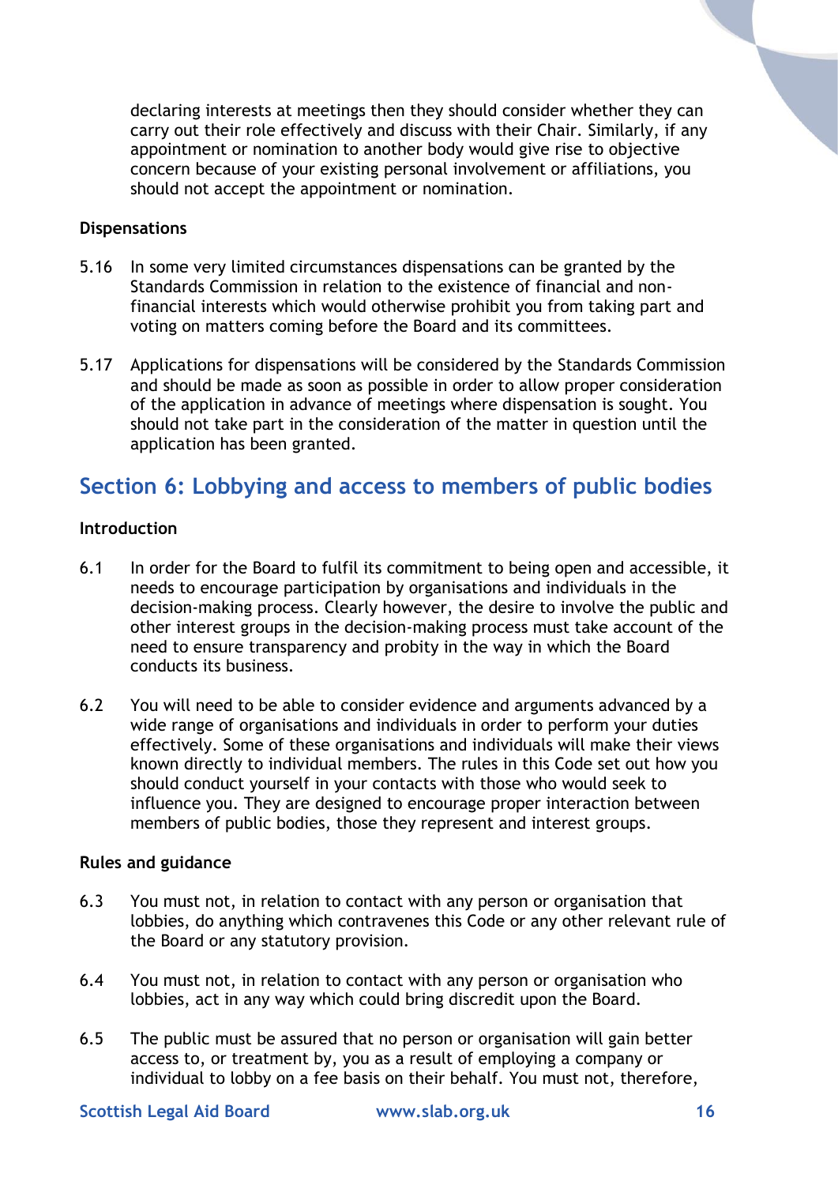declaring interests at meetings then they should consider whether they can carry out their role effectively and discuss with their Chair. Similarly, if any appointment or nomination to another body would give rise to objective concern because of your existing personal involvement or affiliations, you should not accept the appointment or nomination.

**Dispensations**

5.16 In some very limited circumstances dispensations can be granted by the Standards Commission in relation to the existence of financial and non-financial interests which would otherwise prohibit you from taking part and voting on matters coming before the Board and its committees.

5.17 Applications for dispensations will be considered by the Standards Commission and should be made as soon as possible in order to allow proper consideration of the application in advance of meetings where dispensation is sought. You should not take part in the consideration of the matter in question until the application has been granted.

## Section 6: Lobbying and access to members of public bodies

**Introduction**

6.1 In order for the Board to fulfil its commitment to being open and accessible, it needs to encourage participation by organisations and individuals in the decision-making process. Clearly however, the desire to involve the public and other interest groups in the decision-making process must take account of the need to ensure transparency and probity in the way in which the Board conducts its business.

6.2 You will need to be able to consider evidence and arguments advanced by a wide range of organisations and individuals in order to perform your duties effectively. Some of these organisations and individuals will make their views known directly to individual members. The rules in this Code set out how you should conduct yourself in your contacts with those who would seek to influence you. They are designed to encourage proper interaction between members of public bodies, those they represent and interest groups.

**Rules and guidance**

6.3 You must not, in relation to contact with any person or organisation that lobbies, do anything which contravenes this Code or any other relevant rule of the Board or any statutory provision.

6.4 You must not, in relation to contact with any person or organisation who lobbies, act in any way which could bring discredit upon the Board.

6.5 The public must be assured that no person or organisation will gain better access to, or treatment by, you as a result of employing a company or individual to lobby on a fee basis on their behalf. You must not, therefore,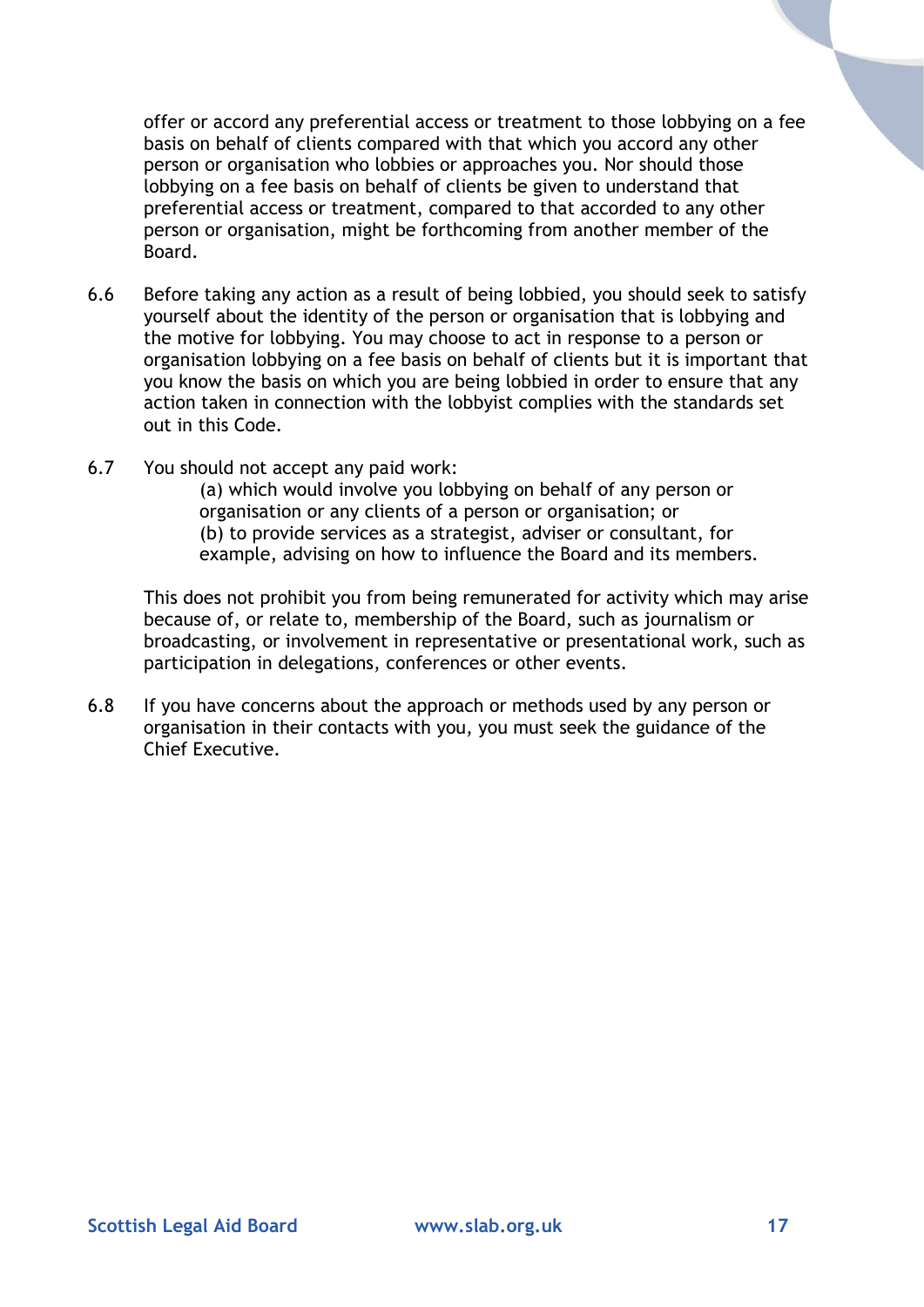offer or accord any preferential access or treatment to those lobbying on a fee basis on behalf of clients compared with that which you accord any other person or organisation who lobbies or approaches you. Nor should those lobbying on a fee basis on behalf of clients be given to understand that preferential access or treatment, compared to that accorded to any other person or organisation, might be forthcoming from another member of the Board.

6.6 Before taking any action as a result of being lobbied, you should seek to satisfy yourself about the identity of the person or organisation that is lobbying and the motive for lobbying. You may choose to act in response to a person or organisation lobbying on a fee basis on behalf of clients but it is important that you know the basis on which you are being lobbied in order to ensure that any action taken in connection with the lobbyist complies with the standards set out in this Code.

6.7 You should not accept any paid work:

(a) which would involve you lobbying on behalf of any person or organisation or any clients of a person or organisation; or
(b) to provide services as a strategist, adviser or consultant, for example, advising on how to influence the Board and its members.

This does not prohibit you from being remunerated for activity which may arise because of, or relate to, membership of the Board, such as journalism or broadcasting, or involvement in representative or presentational work, such as participation in delegations, conferences or other events.

6.8 If you have concerns about the approach or methods used by any person or organisation in their contacts with you, you must seek the guidance of the Chief Executive.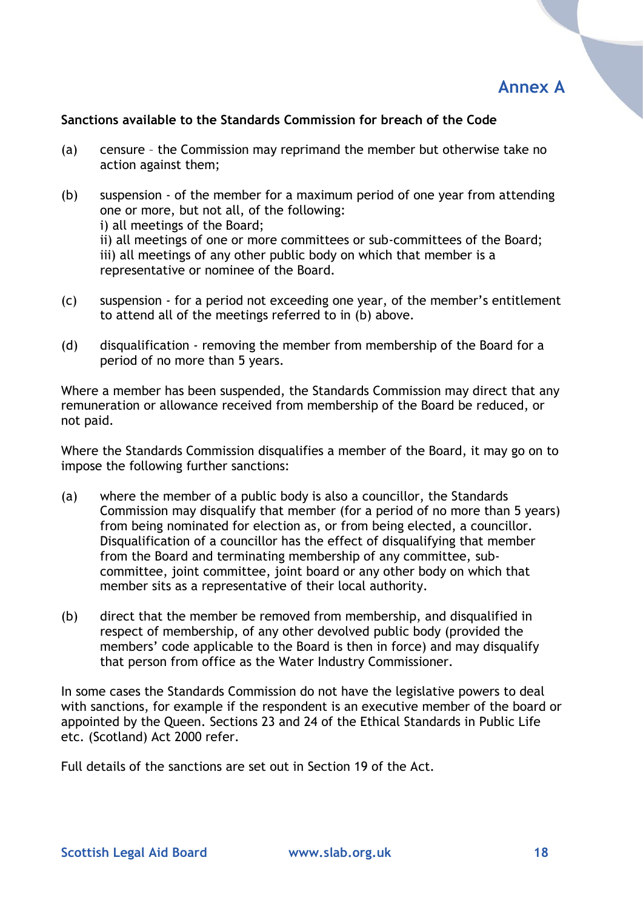# Annex A

**Sanctions available to the Standards Commission for breach of the Code**

(a) censure – the Commission may reprimand the member but otherwise take no action against them;

(b) suspension - of the member for a maximum period of one year from attending one or more, but not all, of the following:
i) all meetings of the Board;
ii) all meetings of one or more committees or sub-committees of the Board;
iii) all meetings of any other public body on which that member is a representative or nominee of the Board.

(c) suspension - for a period not exceeding one year, of the member's entitlement to attend all of the meetings referred to in (b) above.

(d) disqualification - removing the member from membership of the Board for a period of no more than 5 years.

Where a member has been suspended, the Standards Commission may direct that any remuneration or allowance received from membership of the Board be reduced, or not paid.

Where the Standards Commission disqualifies a member of the Board, it may go on to impose the following further sanctions:

(a) where the member of a public body is also a councillor, the Standards Commission may disqualify that member (for a period of no more than 5 years) from being nominated for election as, or from being elected, a councillor. Disqualification of a councillor has the effect of disqualifying that member from the Board and terminating membership of any committee, sub-committee, joint committee, joint board or any other body on which that member sits as a representative of their local authority.

(b) direct that the member be removed from membership, and disqualified in respect of membership, of any other devolved public body (provided the members' code applicable to the Board is then in force) and may disqualify that person from office as the Water Industry Commissioner.

In some cases the Standards Commission do not have the legislative powers to deal with sanctions, for example if the respondent is an executive member of the board or appointed by the Queen. Sections 23 and 24 of the Ethical Standards in Public Life etc. (Scotland) Act 2000 refer.

Full details of the sanctions are set out in Section 19 of the Act.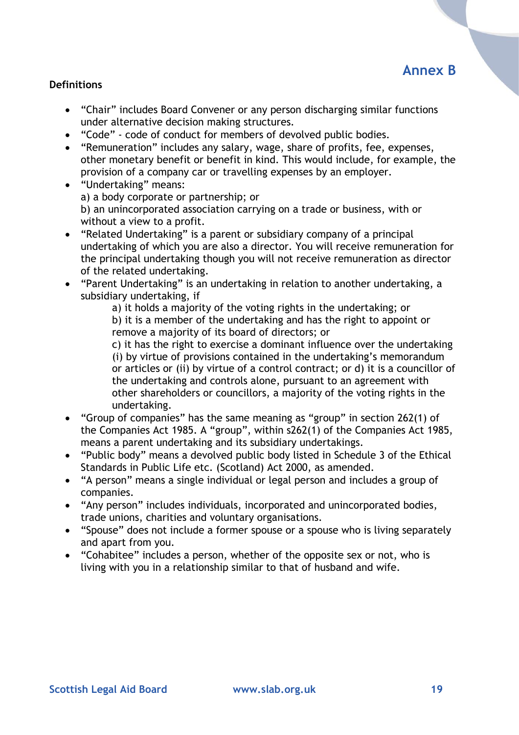## Annex B

**Definitions**

- "Chair" includes Board Convener or any person discharging similar functions under alternative decision making structures.
- "Code" - code of conduct for members of devolved public bodies.
- "Remuneration" includes any salary, wage, share of profits, fee, expenses, other monetary benefit or benefit in kind. This would include, for example, the provision of a company car or travelling expenses by an employer.
- "Undertaking" means:
  a) a body corporate or partnership; or
  b) an unincorporated association carrying on a trade or business, with or without a view to a profit.
- "Related Undertaking" is a parent or subsidiary company of a principal undertaking of which you are also a director. You will receive remuneration for the principal undertaking though you will not receive remuneration as director of the related undertaking.
- "Parent Undertaking" is an undertaking in relation to another undertaking, a subsidiary undertaking, if
  
  a) it holds a majority of the voting rights in the undertaking; or
  b) it is a member of the undertaking and has the right to appoint or remove a majority of its board of directors; or
  c) it has the right to exercise a dominant influence over the undertaking (i) by virtue of provisions contained in the undertaking's memorandum or articles or (ii) by virtue of a control contract; or d) it is a councillor of the undertaking and controls alone, pursuant to an agreement with other shareholders or councillors, a majority of the voting rights in the undertaking.
- "Group of companies" has the same meaning as "group" in section 262(1) of the Companies Act 1985. A "group", within s262(1) of the Companies Act 1985, means a parent undertaking and its subsidiary undertakings.
- "Public body" means a devolved public body listed in Schedule 3 of the Ethical Standards in Public Life etc. (Scotland) Act 2000, as amended.
- "A person" means a single individual or legal person and includes a group of companies.
- "Any person" includes individuals, incorporated and unincorporated bodies, trade unions, charities and voluntary organisations.
- "Spouse" does not include a former spouse or a spouse who is living separately and apart from you.
- "Cohabitee" includes a person, whether of the opposite sex or not, who is living with you in a relationship similar to that of husband and wife.